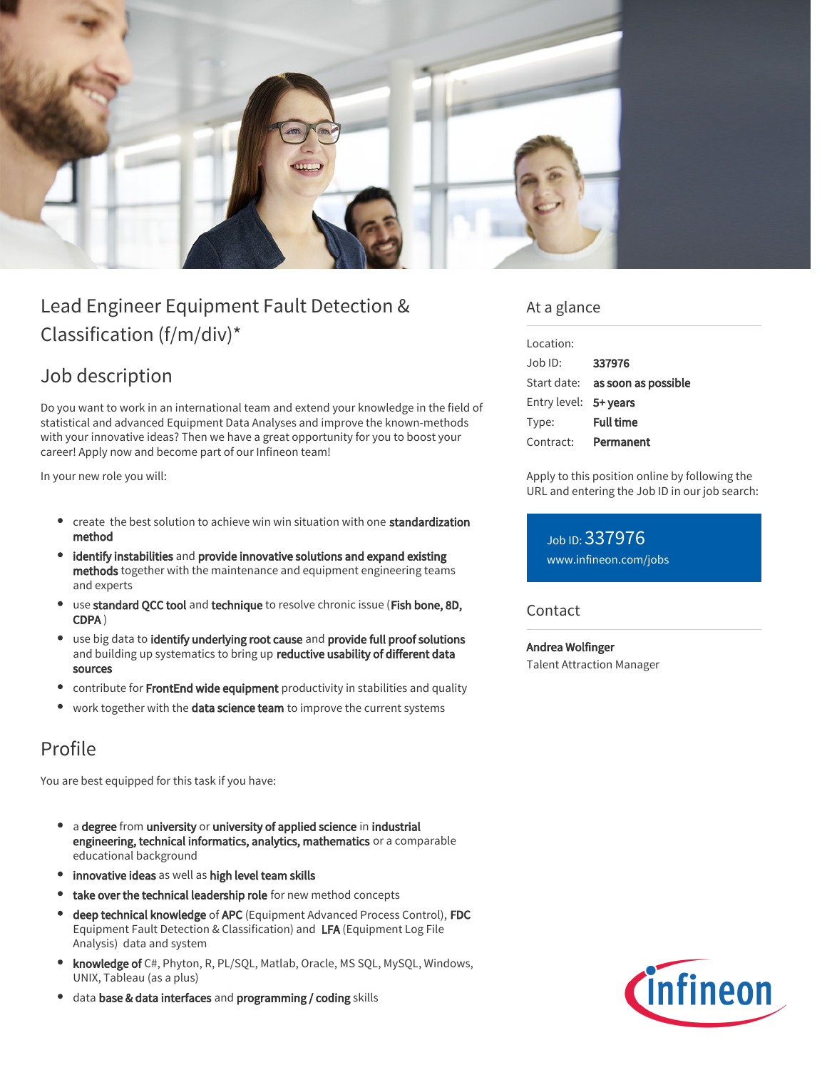# Lead Engineer Equipment Fault Detection & Classification (f/m/div)*

## Job description

Do you want to work in an international team and extend your knowledge in the field of statistical and advanced Equipment Data Analyses and improve the known-methods with your innovative ideas? Then we have a great opportunity for you to boost your career! Apply now and become part of our Infineon team!

In your new role you will:

- create the best solution to achieve win win situation with one **standardization method**
- **identify instabilities** and **provide innovative solutions and expand existing methods** together with the maintenance and equipment engineering teams and experts
- use **standard QCC tool** and **technique** to resolve chronic issue (**Fish bone, 8D, CDPA**)
- use big data to **identify underlying root cause** and **provide full proof solutions** and building up systematics to bring up **reductive usability of different data sources**
- contribute for **FrontEnd wide equipment** productivity in stabilities and quality
- work together with the **data science team** to improve the current systems

## Profile

You are best equipped for this task if you have:

- a **degree** from **university** or **university of applied science** in **industrial engineering, technical informatics, analytics, mathematics** or a comparable educational background
- **innovative ideas** as well as **high level team skills**
- **take over the technical leadership role** for new method concepts
- **deep technical knowledge** of **APC** (Equipment Advanced Process Control), **FDC** Equipment Fault Detection & Classification) and **LFA** (Equipment Log File Analysis) data and system
- **knowledge of** C#, Phyton, R, PL/SQL, Matlab, Oracle, MS SQL, MySQL, Windows, UNIX, Tableau (as a plus)
- data **base & data interfaces** and **programming / coding** skills

## At a glance

| | |
|---|---|
| Location: | |
| Job ID: | **337976** |
| Start date: | **as soon as possible** |
| Entry level: | **5+ years** |
| Type: | **Full time** |
| Contract: | **Permanent** |

Apply to this position online by following the URL and entering the Job ID in our job search:

Job ID: 337976
www.infineon.com/jobs

## Contact

**Andrea Wolfinger**
Talent Attraction Manager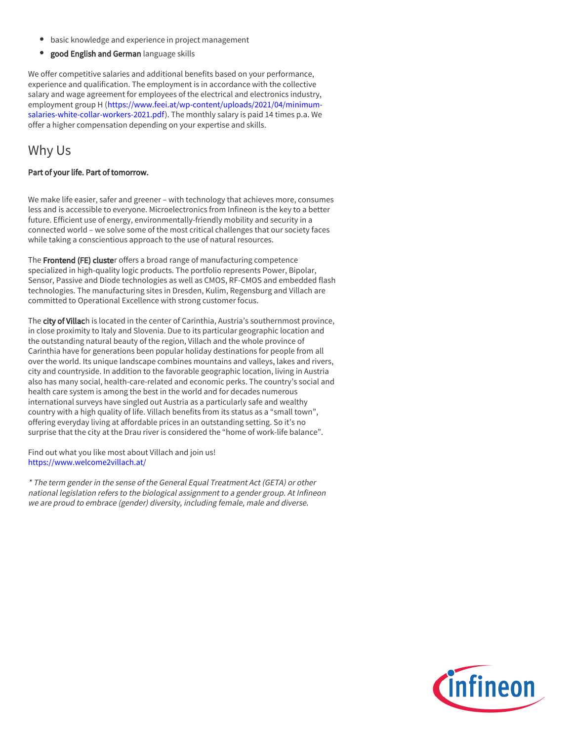- basic knowledge and experience in project management
- **good English and German** language skills

We offer competitive salaries and additional benefits based on your performance, experience and qualification. The employment is in accordance with the collective salary and wage agreement for employees of the electrical and electronics industry, employment group H (https://www.feei.at/wp-content/uploads/2021/04/minimum-salaries-white-collar-workers-2021.pdf). The monthly salary is paid 14 times p.a. We offer a higher compensation depending on your expertise and skills.

## Why Us

**Part of your life. Part of tomorrow.**

We make life easier, safer and greener – with technology that achieves more, consumes less and is accessible to everyone. Microelectronics from Infineon is the key to a better future. Efficient use of energy, environmentally-friendly mobility and security in a connected world – we solve some of the most critical challenges that our society faces while taking a conscientious approach to the use of natural resources.

The **Frontend (FE) cluste**r offers a broad range of manufacturing competence specialized in high-quality logic products. The portfolio represents Power, Bipolar, Sensor, Passive and Diode technologies as well as CMOS, RF-CMOS and embedded flash technologies. The manufacturing sites in Dresden, Kulim, Regensburg and Villach are committed to Operational Excellence with strong customer focus.

The **city of Villac**h is located in the center of Carinthia, Austria's southernmost province, in close proximity to Italy and Slovenia. Due to its particular geographic location and the outstanding natural beauty of the region, Villach and the whole province of Carinthia have for generations been popular holiday destinations for people from all over the world. Its unique landscape combines mountains and valleys, lakes and rivers, city and countryside. In addition to the favorable geographic location, living in Austria also has many social, health-care-related and economic perks. The country's social and health care system is among the best in the world and for decades numerous international surveys have singled out Austria as a particularly safe and wealthy country with a high quality of life. Villach benefits from its status as a "small town", offering everyday living at affordable prices in an outstanding setting. So it's no surprise that the city at the Drau river is considered the "home of work-life balance".

Find out what you like most about Villach and join us!
https://www.welcome2villach.at/

*\* The term gender in the sense of the General Equal Treatment Act (GETA) or other national legislation refers to the biological assignment to a gender group. At Infineon we are proud to embrace (gender) diversity, including female, male and diverse.*